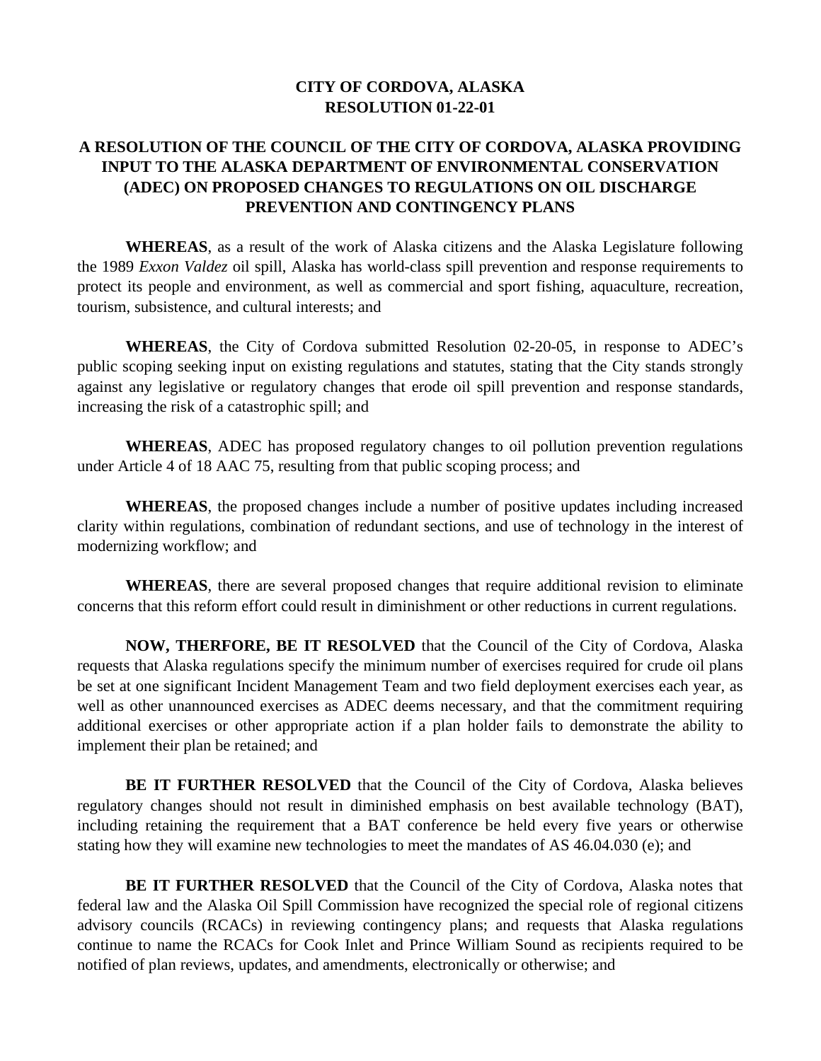**CITY OF CORDOVA, ALASKA**
**RESOLUTION 01-22-01**

# A RESOLUTION OF THE COUNCIL OF THE CITY OF CORDOVA, ALASKA PROVIDING INPUT TO THE ALASKA DEPARTMENT OF ENVIRONMENTAL CONSERVATION (ADEC) ON PROPOSED CHANGES TO REGULATIONS ON OIL DISCHARGE PREVENTION AND CONTINGENCY PLANS

**WHEREAS**, as a result of the work of Alaska citizens and the Alaska Legislature following the 1989 *Exxon Valdez* oil spill, Alaska has world-class spill prevention and response requirements to protect its people and environment, as well as commercial and sport fishing, aquaculture, recreation, tourism, subsistence, and cultural interests; and

**WHEREAS**, the City of Cordova submitted Resolution 02-20-05, in response to ADEC's public scoping seeking input on existing regulations and statutes, stating that the City stands strongly against any legislative or regulatory changes that erode oil spill prevention and response standards, increasing the risk of a catastrophic spill; and

**WHEREAS**, ADEC has proposed regulatory changes to oil pollution prevention regulations under Article 4 of 18 AAC 75, resulting from that public scoping process; and

**WHEREAS**, the proposed changes include a number of positive updates including increased clarity within regulations, combination of redundant sections, and use of technology in the interest of modernizing workflow; and

**WHEREAS**, there are several proposed changes that require additional revision to eliminate concerns that this reform effort could result in diminishment or other reductions in current regulations.

**NOW, THERFORE, BE IT RESOLVED** that the Council of the City of Cordova, Alaska requests that Alaska regulations specify the minimum number of exercises required for crude oil plans be set at one significant Incident Management Team and two field deployment exercises each year, as well as other unannounced exercises as ADEC deems necessary, and that the commitment requiring additional exercises or other appropriate action if a plan holder fails to demonstrate the ability to implement their plan be retained; and

**BE IT FURTHER RESOLVED** that the Council of the City of Cordova, Alaska believes regulatory changes should not result in diminished emphasis on best available technology (BAT), including retaining the requirement that a BAT conference be held every five years or otherwise stating how they will examine new technologies to meet the mandates of AS 46.04.030 (e); and

**BE IT FURTHER RESOLVED** that the Council of the City of Cordova, Alaska notes that federal law and the Alaska Oil Spill Commission have recognized the special role of regional citizens advisory councils (RCACs) in reviewing contingency plans; and requests that Alaska regulations continue to name the RCACs for Cook Inlet and Prince William Sound as recipients required to be notified of plan reviews, updates, and amendments, electronically or otherwise; and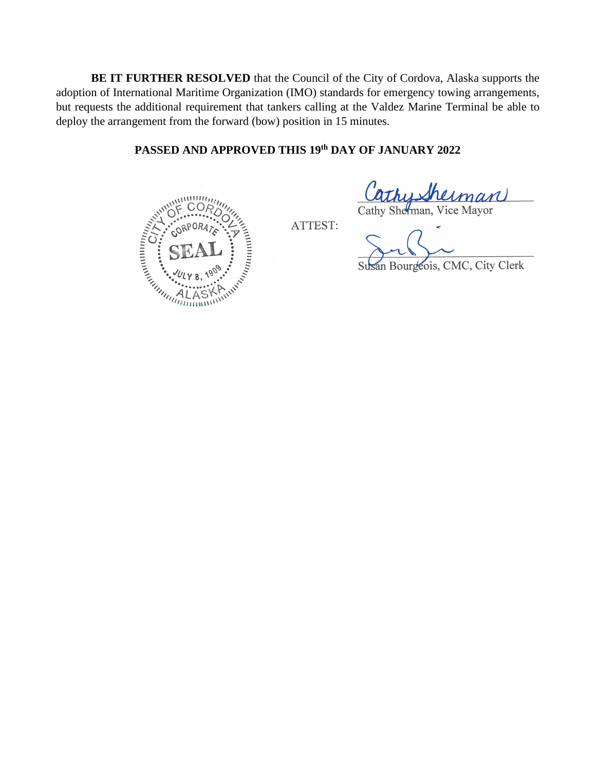**BE IT FURTHER RESOLVED** that the Council of the City of Cordova, Alaska supports the adoption of International Maritime Organization (IMO) standards for emergency towing arrangements, but requests the additional requirement that tankers calling at the Valdez Marine Terminal be able to deploy the arrangement from the forward (bow) position in 15 minutes.

**PASSED AND APPROVED THIS 19th DAY OF JANUARY 2022**

CITY OF CORDOVA CORPORATE SEAL JULY 8, 1909 ALASKA

Cathy Sherman

Cathy Sherman, Vice Mayor

ATTEST:

Susan Bourgeois, CMC, City Clerk